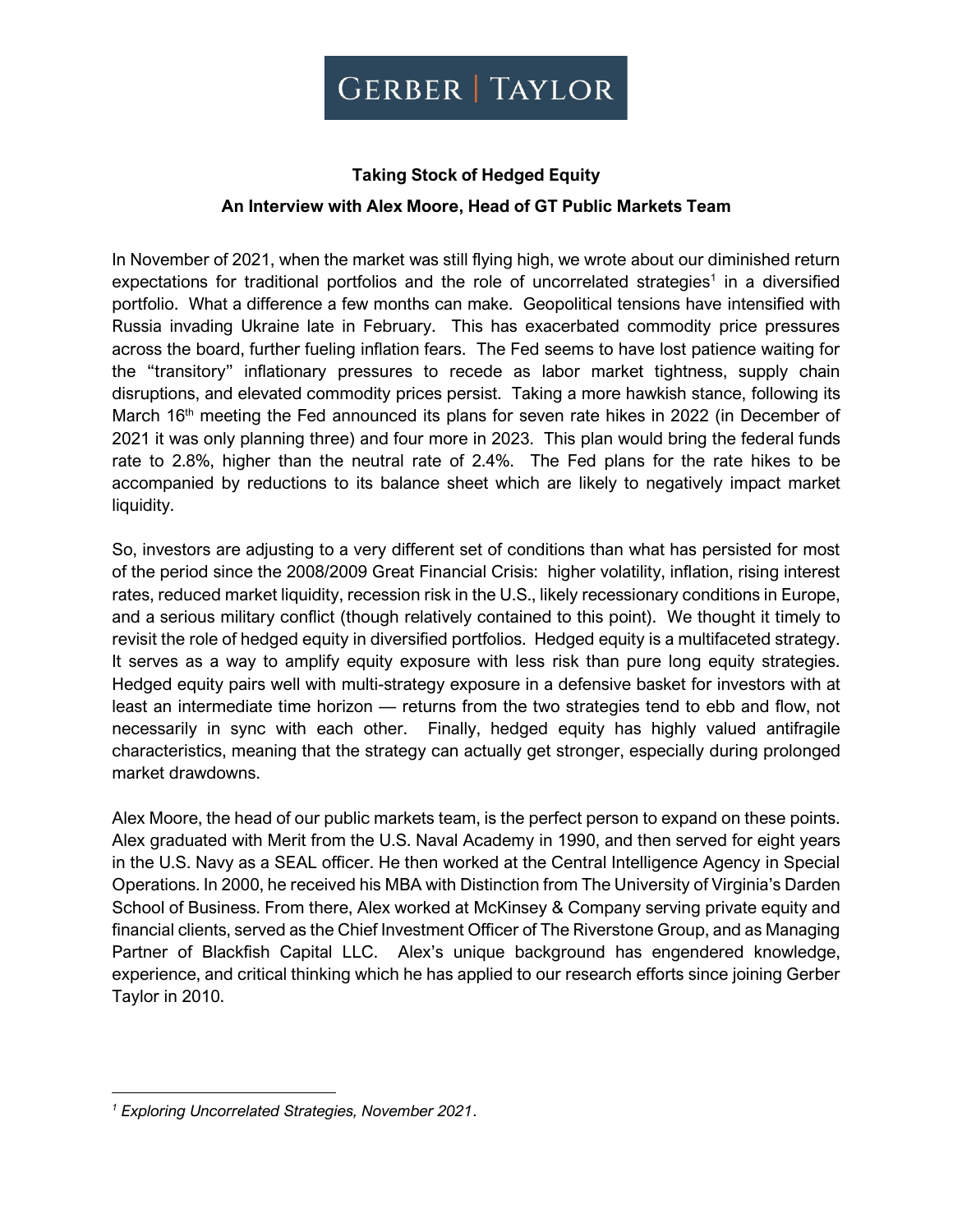GERBER | TAYLOR

**Taking Stock of Hedged Equity**

**An Interview with Alex Moore, Head of GT Public Markets Team**

In November of 2021, when the market was still flying high, we wrote about our diminished return expectations for traditional portfolios and the role of uncorrelated strategies[1] in a diversified portfolio. What a difference a few months can make. Geopolitical tensions have intensified with Russia invading Ukraine late in February. This has exacerbated commodity price pressures across the board, further fueling inflation fears. The Fed seems to have lost patience waiting for the "transitory" inflationary pressures to recede as labor market tightness, supply chain disruptions, and elevated commodity prices persist. Taking a more hawkish stance, following its March 16th meeting the Fed announced its plans for seven rate hikes in 2022 (in December of 2021 it was only planning three) and four more in 2023. This plan would bring the federal funds rate to 2.8%, higher than the neutral rate of 2.4%. The Fed plans for the rate hikes to be accompanied by reductions to its balance sheet which are likely to negatively impact market liquidity.

So, investors are adjusting to a very different set of conditions than what has persisted for most of the period since the 2008/2009 Great Financial Crisis: higher volatility, inflation, rising interest rates, reduced market liquidity, recession risk in the U.S., likely recessionary conditions in Europe, and a serious military conflict (though relatively contained to this point). We thought it timely to revisit the role of hedged equity in diversified portfolios. Hedged equity is a multifaceted strategy. It serves as a way to amplify equity exposure with less risk than pure long equity strategies. Hedged equity pairs well with multi-strategy exposure in a defensive basket for investors with at least an intermediate time horizon — returns from the two strategies tend to ebb and flow, not necessarily in sync with each other. Finally, hedged equity has highly valued antifragile characteristics, meaning that the strategy can actually get stronger, especially during prolonged market drawdowns.

Alex Moore, the head of our public markets team, is the perfect person to expand on these points. Alex graduated with Merit from the U.S. Naval Academy in 1990, and then served for eight years in the U.S. Navy as a SEAL officer. He then worked at the Central Intelligence Agency in Special Operations. In 2000, he received his MBA with Distinction from The University of Virginia's Darden School of Business. From there, Alex worked at McKinsey & Company serving private equity and financial clients, served as the Chief Investment Officer of The Riverstone Group, and as Managing Partner of Blackfish Capital LLC. Alex's unique background has engendered knowledge, experience, and critical thinking which he has applied to our research efforts since joining Gerber Taylor in 2010.

---

[1] *Exploring Uncorrelated Strategies, November 2021*.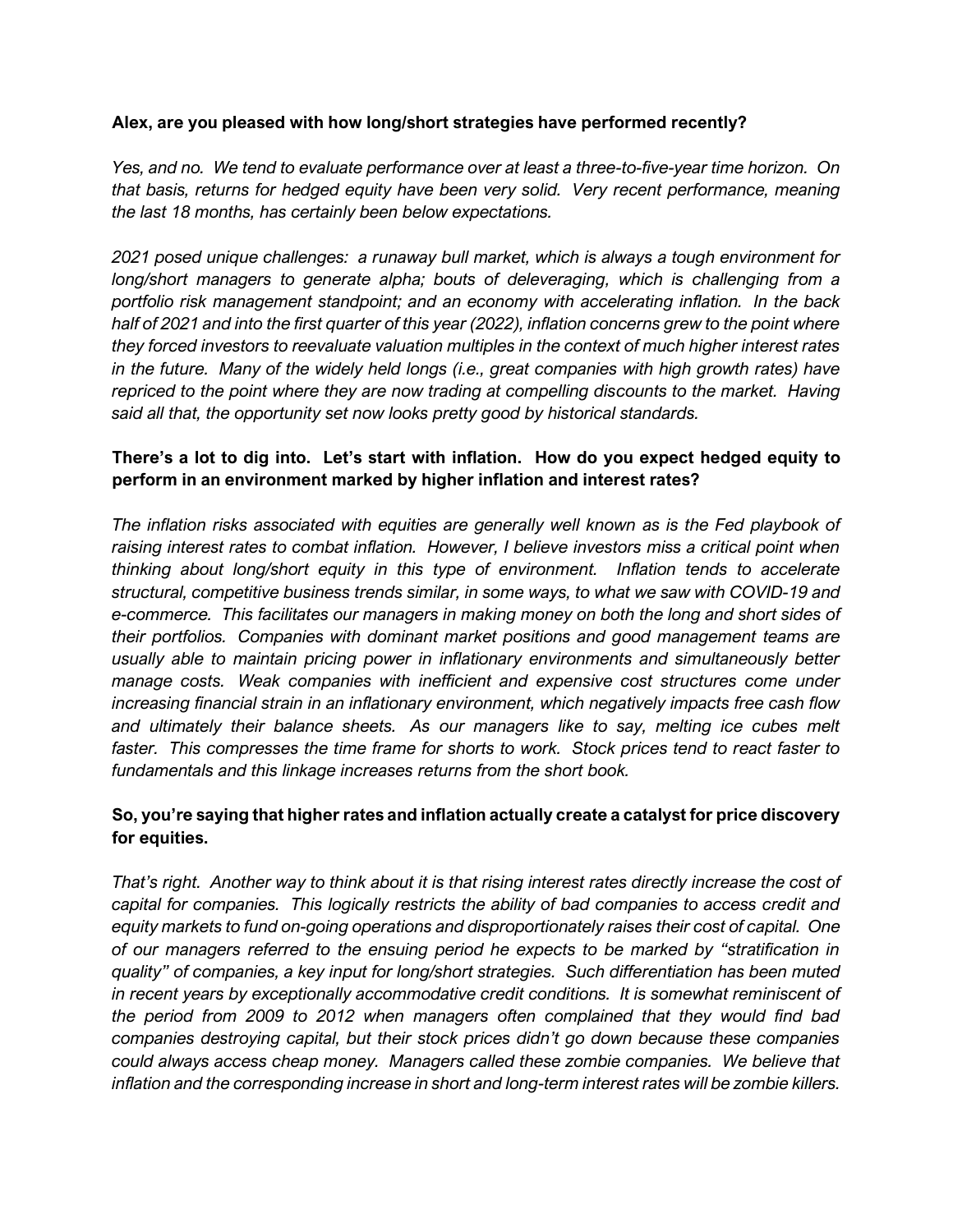**Alex, are you pleased with how long/short strategies have performed recently?**

*Yes, and no. We tend to evaluate performance over at least a three-to-five-year time horizon. On that basis, returns for hedged equity have been very solid. Very recent performance, meaning the last 18 months, has certainly been below expectations.*

*2021 posed unique challenges: a runaway bull market, which is always a tough environment for long/short managers to generate alpha; bouts of deleveraging, which is challenging from a portfolio risk management standpoint; and an economy with accelerating inflation. In the back half of 2021 and into the first quarter of this year (2022), inflation concerns grew to the point where they forced investors to reevaluate valuation multiples in the context of much higher interest rates in the future. Many of the widely held longs (i.e., great companies with high growth rates) have repriced to the point where they are now trading at compelling discounts to the market. Having said all that, the opportunity set now looks pretty good by historical standards.*

**There's a lot to dig into. Let's start with inflation. How do you expect hedged equity to perform in an environment marked by higher inflation and interest rates?**

*The inflation risks associated with equities are generally well known as is the Fed playbook of raising interest rates to combat inflation. However, I believe investors miss a critical point when thinking about long/short equity in this type of environment. Inflation tends to accelerate structural, competitive business trends similar, in some ways, to what we saw with COVID-19 and e-commerce. This facilitates our managers in making money on both the long and short sides of their portfolios. Companies with dominant market positions and good management teams are usually able to maintain pricing power in inflationary environments and simultaneously better manage costs. Weak companies with inefficient and expensive cost structures come under increasing financial strain in an inflationary environment, which negatively impacts free cash flow and ultimately their balance sheets. As our managers like to say, melting ice cubes melt faster. This compresses the time frame for shorts to work. Stock prices tend to react faster to fundamentals and this linkage increases returns from the short book.*

**So, you're saying that higher rates and inflation actually create a catalyst for price discovery for equities.**

*That's right. Another way to think about it is that rising interest rates directly increase the cost of capital for companies. This logically restricts the ability of bad companies to access credit and equity markets to fund on-going operations and disproportionately raises their cost of capital. One of our managers referred to the ensuing period he expects to be marked by "stratification in quality" of companies, a key input for long/short strategies. Such differentiation has been muted in recent years by exceptionally accommodative credit conditions. It is somewhat reminiscent of the period from 2009 to 2012 when managers often complained that they would find bad companies destroying capital, but their stock prices didn't go down because these companies could always access cheap money. Managers called these zombie companies. We believe that inflation and the corresponding increase in short and long-term interest rates will be zombie killers.*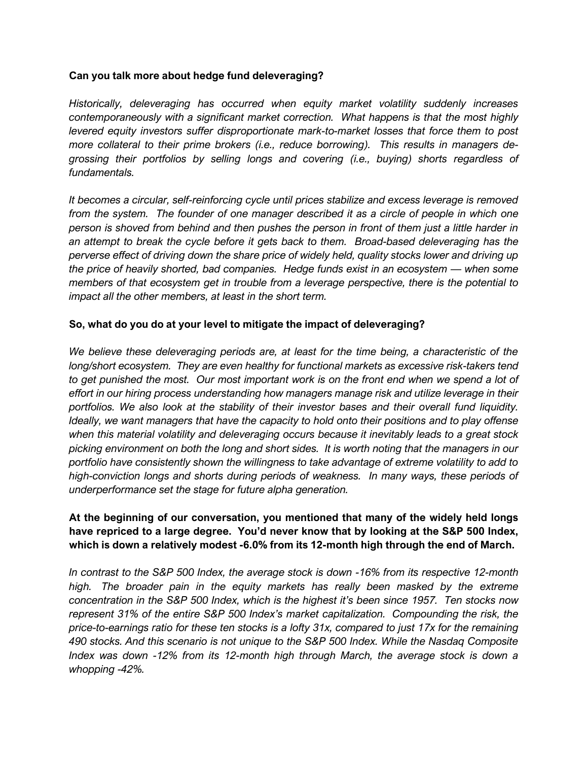**Can you talk more about hedge fund deleveraging?**

*Historically, deleveraging has occurred when equity market volatility suddenly increases contemporaneously with a significant market correction. What happens is that the most highly levered equity investors suffer disproportionate mark-to-market losses that force them to post more collateral to their prime brokers (i.e., reduce borrowing). This results in managers de-grossing their portfolios by selling longs and covering (i.e., buying) shorts regardless of fundamentals.*

*It becomes a circular, self-reinforcing cycle until prices stabilize and excess leverage is removed from the system. The founder of one manager described it as a circle of people in which one person is shoved from behind and then pushes the person in front of them just a little harder in an attempt to break the cycle before it gets back to them. Broad-based deleveraging has the perverse effect of driving down the share price of widely held, quality stocks lower and driving up the price of heavily shorted, bad companies. Hedge funds exist in an ecosystem — when some members of that ecosystem get in trouble from a leverage perspective, there is the potential to impact all the other members, at least in the short term.*

**So, what do you do at your level to mitigate the impact of deleveraging?**

*We believe these deleveraging periods are, at least for the time being, a characteristic of the long/short ecosystem. They are even healthy for functional markets as excessive risk-takers tend to get punished the most. Our most important work is on the front end when we spend a lot of effort in our hiring process understanding how managers manage risk and utilize leverage in their portfolios. We also look at the stability of their investor bases and their overall fund liquidity. Ideally, we want managers that have the capacity to hold onto their positions and to play offense when this material volatility and deleveraging occurs because it inevitably leads to a great stock picking environment on both the long and short sides. It is worth noting that the managers in our portfolio have consistently shown the willingness to take advantage of extreme volatility to add to high-conviction longs and shorts during periods of weakness. In many ways, these periods of underperformance set the stage for future alpha generation.*

**At the beginning of our conversation, you mentioned that many of the widely held longs have repriced to a large degree. You'd never know that by looking at the S&P 500 Index, which is down a relatively modest -6.0% from its 12-month high through the end of March.**

*In contrast to the S&P 500 Index, the average stock is down -16% from its respective 12-month high. The broader pain in the equity markets has really been masked by the extreme concentration in the S&P 500 Index, which is the highest it's been since 1957. Ten stocks now represent 31% of the entire S&P 500 Index's market capitalization. Compounding the risk, the price-to-earnings ratio for these ten stocks is a lofty 31x, compared to just 17x for the remaining 490 stocks. And this scenario is not unique to the S&P 500 Index. While the Nasdaq Composite Index was down -12% from its 12-month high through March, the average stock is down a whopping -42%.*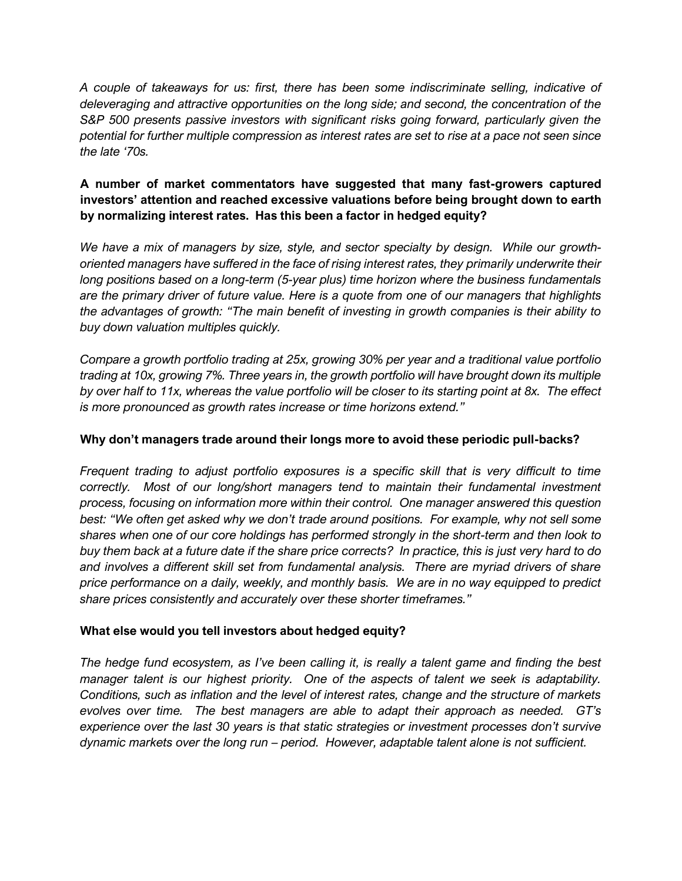*A couple of takeaways for us: first, there has been some indiscriminate selling, indicative of deleveraging and attractive opportunities on the long side; and second, the concentration of the S&P 500 presents passive investors with significant risks going forward, particularly given the potential for further multiple compression as interest rates are set to rise at a pace not seen since the late '70s.*

**A number of market commentators have suggested that many fast-growers captured investors' attention and reached excessive valuations before being brought down to earth by normalizing interest rates. Has this been a factor in hedged equity?**

*We have a mix of managers by size, style, and sector specialty by design. While our growth-oriented managers have suffered in the face of rising interest rates, they primarily underwrite their long positions based on a long-term (5-year plus) time horizon where the business fundamentals are the primary driver of future value. Here is a quote from one of our managers that highlights the advantages of growth: "The main benefit of investing in growth companies is their ability to buy down valuation multiples quickly.*

*Compare a growth portfolio trading at 25x, growing 30% per year and a traditional value portfolio trading at 10x, growing 7%. Three years in, the growth portfolio will have brought down its multiple by over half to 11x, whereas the value portfolio will be closer to its starting point at 8x. The effect is more pronounced as growth rates increase or time horizons extend."*

**Why don't managers trade around their longs more to avoid these periodic pull-backs?**

*Frequent trading to adjust portfolio exposures is a specific skill that is very difficult to time correctly. Most of our long/short managers tend to maintain their fundamental investment process, focusing on information more within their control. One manager answered this question best: "We often get asked why we don't trade around positions. For example, why not sell some shares when one of our core holdings has performed strongly in the short-term and then look to buy them back at a future date if the share price corrects? In practice, this is just very hard to do and involves a different skill set from fundamental analysis. There are myriad drivers of share price performance on a daily, weekly, and monthly basis. We are in no way equipped to predict share prices consistently and accurately over these shorter timeframes."*

**What else would you tell investors about hedged equity?**

*The hedge fund ecosystem, as I've been calling it, is really a talent game and finding the best manager talent is our highest priority. One of the aspects of talent we seek is adaptability. Conditions, such as inflation and the level of interest rates, change and the structure of markets evolves over time. The best managers are able to adapt their approach as needed. GT's experience over the last 30 years is that static strategies or investment processes don't survive dynamic markets over the long run – period. However, adaptable talent alone is not sufficient.*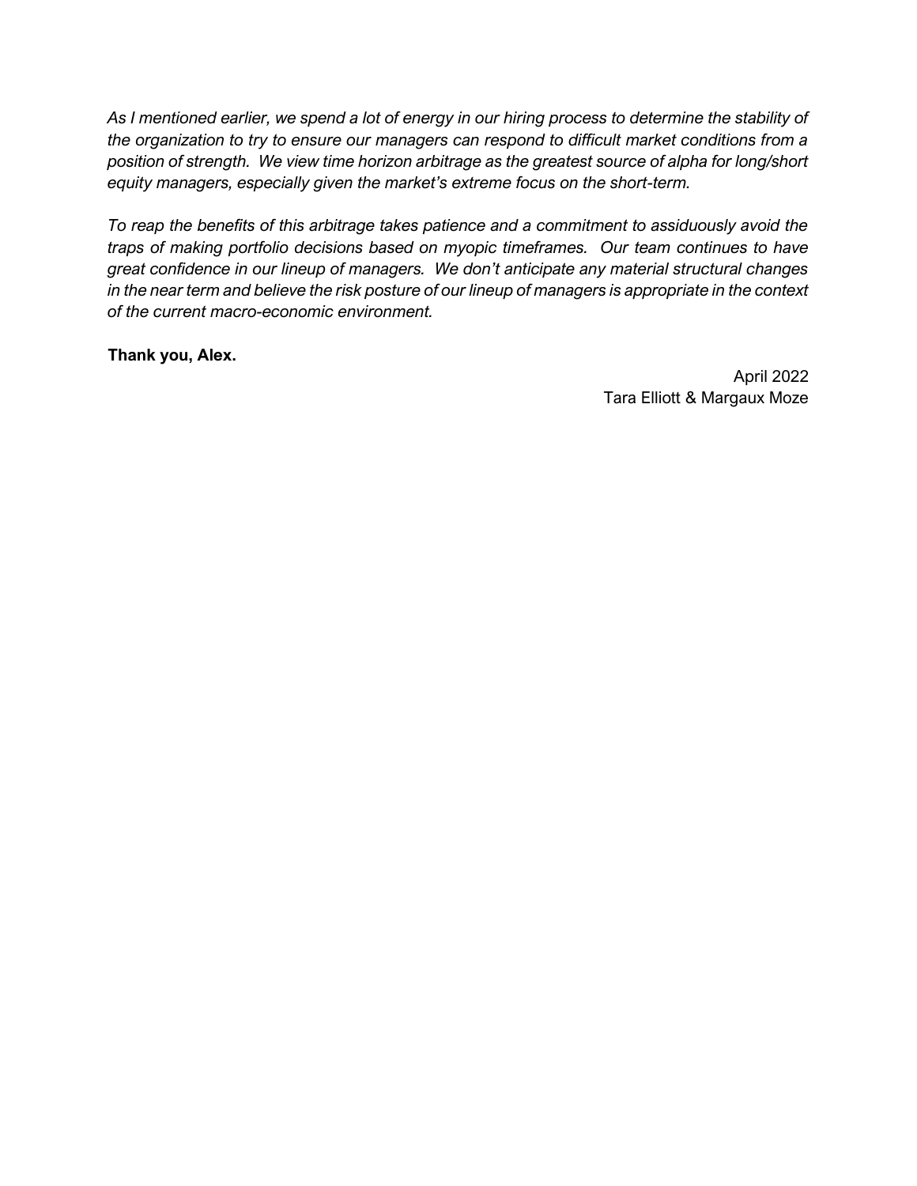*As I mentioned earlier, we spend a lot of energy in our hiring process to determine the stability of the organization to try to ensure our managers can respond to difficult market conditions from a position of strength. We view time horizon arbitrage as the greatest source of alpha for long/short equity managers, especially given the market's extreme focus on the short-term.*

*To reap the benefits of this arbitrage takes patience and a commitment to assiduously avoid the traps of making portfolio decisions based on myopic timeframes. Our team continues to have great confidence in our lineup of managers. We don't anticipate any material structural changes in the near term and believe the risk posture of our lineup of managers is appropriate in the context of the current macro-economic environment.*

**Thank you, Alex.**

April 2022
Tara Elliott & Margaux Moze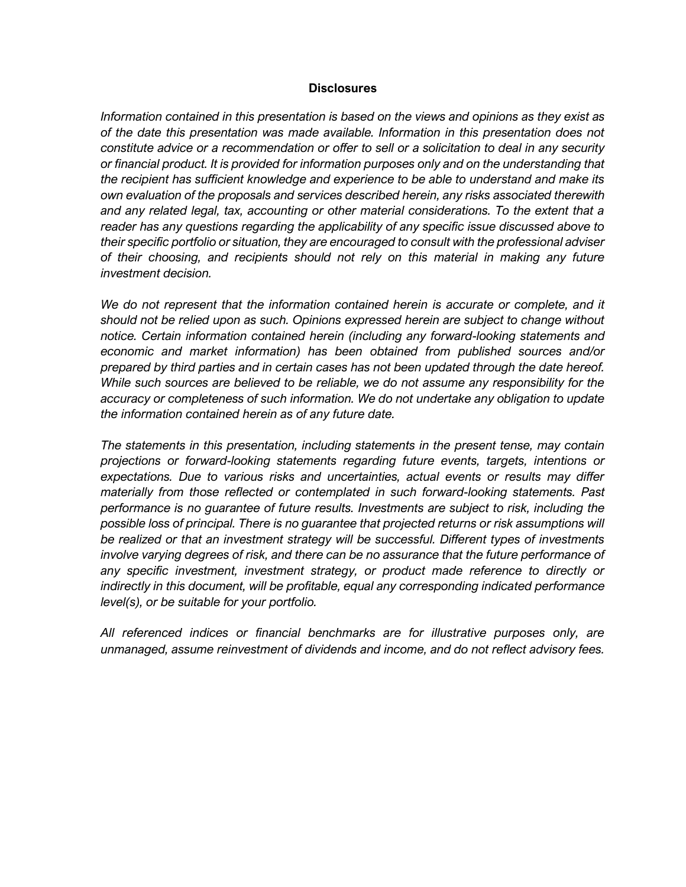## Disclosures

*Information contained in this presentation is based on the views and opinions as they exist as of the date this presentation was made available. Information in this presentation does not constitute advice or a recommendation or offer to sell or a solicitation to deal in any security or financial product. It is provided for information purposes only and on the understanding that the recipient has sufficient knowledge and experience to be able to understand and make its own evaluation of the proposals and services described herein, any risks associated therewith and any related legal, tax, accounting or other material considerations. To the extent that a reader has any questions regarding the applicability of any specific issue discussed above to their specific portfolio or situation, they are encouraged to consult with the professional adviser of their choosing, and recipients should not rely on this material in making any future investment decision.*

*We do not represent that the information contained herein is accurate or complete, and it should not be relied upon as such. Opinions expressed herein are subject to change without notice. Certain information contained herein (including any forward-looking statements and economic and market information) has been obtained from published sources and/or prepared by third parties and in certain cases has not been updated through the date hereof. While such sources are believed to be reliable, we do not assume any responsibility for the accuracy or completeness of such information. We do not undertake any obligation to update the information contained herein as of any future date.*

*The statements in this presentation, including statements in the present tense, may contain projections or forward-looking statements regarding future events, targets, intentions or expectations. Due to various risks and uncertainties, actual events or results may differ materially from those reflected or contemplated in such forward-looking statements. Past performance is no guarantee of future results. Investments are subject to risk, including the possible loss of principal. There is no guarantee that projected returns or risk assumptions will be realized or that an investment strategy will be successful. Different types of investments involve varying degrees of risk, and there can be no assurance that the future performance of any specific investment, investment strategy, or product made reference to directly or indirectly in this document, will be profitable, equal any corresponding indicated performance level(s), or be suitable for your portfolio.*

*All referenced indices or financial benchmarks are for illustrative purposes only, are unmanaged, assume reinvestment of dividends and income, and do not reflect advisory fees.*